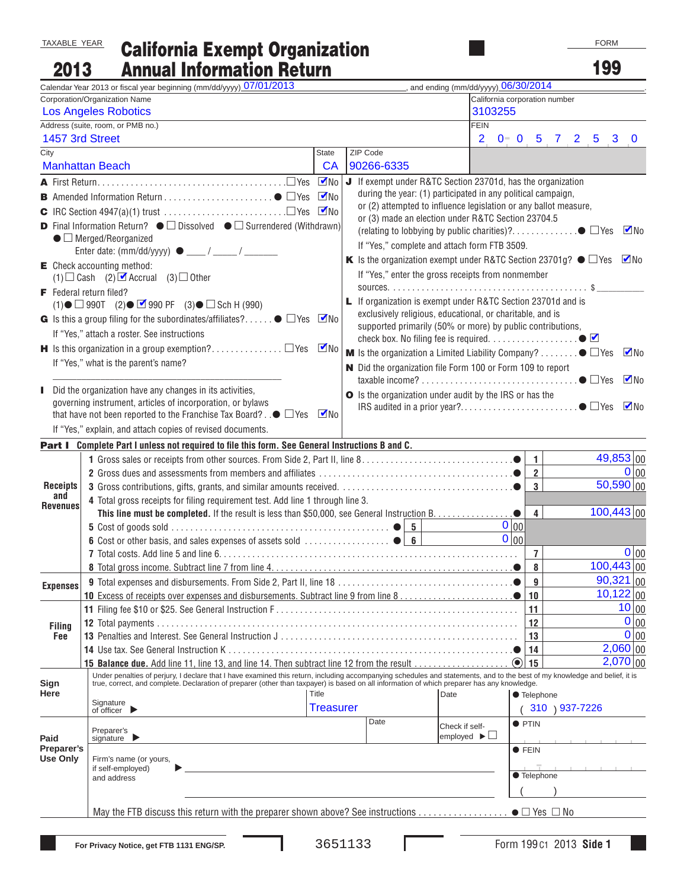TAXABLE YEAR

# 2013 California Exempt Organization Annual Information Return

FORM **199**

Calendar Year 2013 or fiscal year beginning (mm/dd/yyyy) 07/01/2013, and ending (mm/dd/yyyy) 06/30/2014

| Corporation/Organization Name | California corporation number |
|---|---|
| Los Angeles Robotics | 3103255 |
| **Address (suite, room, or PMB no.)** | **FEIN** |
| 1457 3rd Street | 20-0572530 |

| City | State | ZIP Code |
|---|---|---|
| Manhattan Beach | CA | 90266-6335 |

**A** First Return ☐ Yes ☑ No

**B** Amended Information Return ☐ Yes ☑ No

**C** IRC Section 4947(a)(1) trust ☐ Yes ☑ No

**D** Final Information Return? ☐ Dissolved ☐ Surrendered (Withdrawn) ☐ Merged/Reorganized
Enter date: (mm/dd/yyyy) ___ / ___ / ___

**E** Check accounting method: (1) ☐ Cash (2) ☑ Accrual (3) ☐ Other

**F** Federal return filed? (1) ☐ 990T (2) ☑ 990 PF (3) ☐ Sch H (990)

**G** Is this a group filing for the subordinates/affiliates? ☐ Yes ☑ No
If "Yes," attach a roster. See instructions

**H** Is this organization in a group exemption? ☐ Yes ☑ No
If "Yes," what is the parent's name?

**I** Did the organization have any changes in its activities, governing instrument, articles of incorporation, or bylaws that have not been reported to the Franchise Tax Board? ☐ Yes ☑ No
If "Yes," explain, and attach copies of revised documents.

**J** If exempt under R&TC Section 23701d, has the organization during the year: (1) participated in any political campaign, or (2) attempted to influence legislation or any ballot measure, or (3) made an election under R&TC Section 23704.5 (relating to lobbying by public charities)? ☐ Yes ☑ No
If "Yes," complete and attach form FTB 3509.

**K** Is the organization exempt under R&TC Section 23701g? ☐ Yes ☑ No
If "Yes," enter the gross receipts from nonmember sources. $ ________

**L** If organization is exempt under R&TC Section 23701d and is exclusively religious, educational, or charitable, and is supported primarily (50% or more) by public contributions, check box. No filing fee is required. ☑

**M** Is the organization a Limited Liability Company? ☐ Yes ☑ No

**N** Did the organization file Form 100 or Form 109 to report taxable income? ☐ Yes ☑ No

**O** Is the organization under audit by the IRS or has the IRS audited in a prior year? ☐ Yes ☑ No

## Part I Complete Part I unless not required to file this form. See General Instructions B and C.

| Section | Line | Description | Line No. | Amount |
|---|---|---|---|---|
| Receipts and Revenues | 1 | Gross sales or receipts from other sources. From Side 2, Part II, line 8 | 1 | 49,853 00 |
| | 2 | Gross dues and assessments from members and affiliates | 2 | 0 00 |
| | 3 | Gross contributions, gifts, grants, and similar amounts received | 3 | 50,590 00 |
| | 4 | Total gross receipts for filing requirement test. Add line 1 through line 3. **This line must be completed.** If the result is less than $50,000, see General Instruction B | 4 | 100,443 00 |
| | 5 | Cost of goods sold | 5 | 0 00 |
| | 6 | Cost or other basis, and sales expenses of assets sold | 6 | 0 00 |
| | 7 | Total costs. Add line 5 and line 6 | 7 | 0 00 |
| | 8 | Total gross income. Subtract line 7 from line 4 | 8 | 100,443 00 |
| Expenses | 9 | Total expenses and disbursements. From Side 2, Part II, line 18 | 9 | 90,321 00 |
| | 10 | Excess of receipts over expenses and disbursements. Subtract line 9 from line 8 | 10 | 10,122 00 |
| Filing Fee | 11 | Filing fee $10 or $25. See General Instruction F | 11 | 10 00 |
| | 12 | Total payments | 12 | 0 00 |
| | 13 | Penalties and Interest. See General Instruction J | 13 | 0 00 |
| | 14 | Use tax. See General Instruction K | 14 | 2,060 00 |
| | 15 | **Balance due.** Add line 11, line 13, and line 14. Then subtract line 12 from the result | 15 | 2,070 00 |

**Sign Here**

Under penalties of perjury, I declare that I have examined this return, including accompanying schedules and statements, and to the best of my knowledge and belief, it is true, correct, and complete. Declaration of preparer (other than taxpayer) is based on all information of which preparer has any knowledge.

| Signature of officer | Title | Date | Telephone |
|---|---|---|---|
| | Treasurer | | (310) 937-7226 |

**Paid Preparer's Use Only**

| Preparer's signature | Date | Check if self-employed ☐ | PTIN |
|---|---|---|---|
| Firm's name (or yours, if self-employed) and address | | | FEIN |
| | | | Telephone ( ) |

May the FTB discuss this return with the preparer shown above? See instructions ☐ Yes ☐ No

For Privacy Notice, get FTB 1131 ENG/SP. 3651133 Form 199 C1 2013 Side 1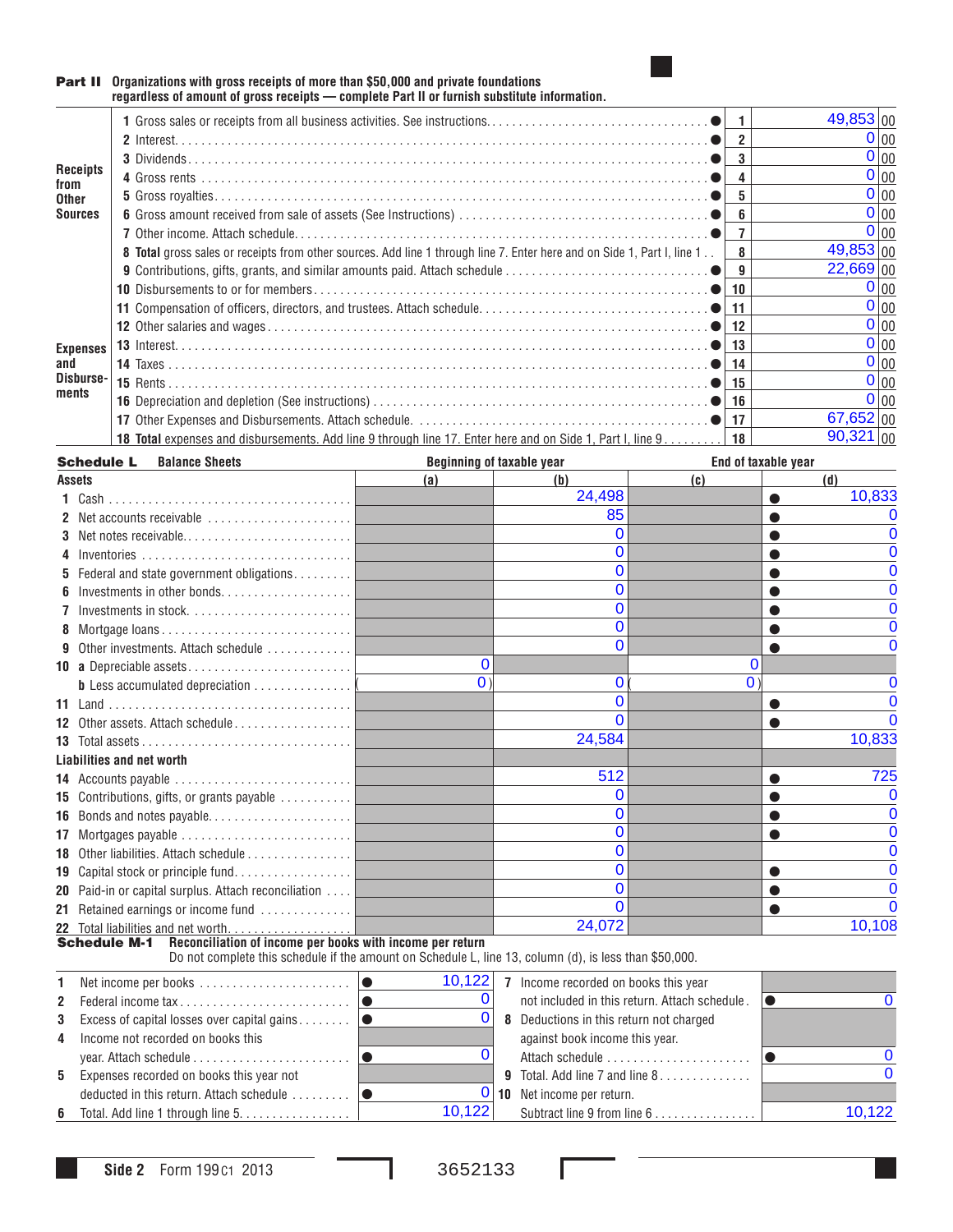**Part II** Organizations with gross receipts of more than $50,000 and private foundations regardless of amount of gross receipts — complete Part II or furnish substitute information.

| | | | |
|---|---|---|---|
| **Receipts from Other Sources** | 1 Gross sales or receipts from all business activities. See instructions | 1 | 49,853 00 |
| | 2 Interest | 2 | 0 00 |
| | 3 Dividends | 3 | 0 00 |
| | 4 Gross rents | 4 | 0 00 |
| | 5 Gross royalties | 5 | 0 00 |
| | 6 Gross amount received from sale of assets (See Instructions) | 6 | 0 00 |
| | 7 Other income. Attach schedule | 7 | 0 00 |
| | 8 **Total** gross sales or receipts from other sources. Add line 1 through line 7. Enter here and on Side 1, Part I, line 1 | 8 | 49,853 00 |
| **Expenses and Disbursements** | 9 Contributions, gifts, grants, and similar amounts paid. Attach schedule | 9 | 22,669 00 |
| | 10 Disbursements to or for members | 10 | 0 00 |
| | 11 Compensation of officers, directors, and trustees. Attach schedule | 11 | 0 00 |
| | 12 Other salaries and wages | 12 | 0 00 |
| | 13 Interest | 13 | 0 00 |
| | 14 Taxes | 14 | 0 00 |
| | 15 Rents | 15 | 0 00 |
| | 16 Depreciation and depletion (See instructions) | 16 | 0 00 |
| | 17 Other Expenses and Disbursements. Attach schedule | 17 | 67,652 00 |
| | 18 **Total** expenses and disbursements. Add line 9 through line 17. Enter here and on Side 1, Part I, line 9 | 18 | 90,321 00 |

**Schedule L** Balance Sheets

| Assets | Beginning of taxable year (a) | (b) | End of taxable year (c) | (d) |
|---|---|---|---|---|
| 1 Cash | | 24,498 | | 10,833 |
| 2 Net accounts receivable | | 85 | | 0 |
| 3 Net notes receivable | | 0 | | 0 |
| 4 Inventories | | 0 | | 0 |
| 5 Federal and state government obligations | | 0 | | 0 |
| 6 Investments in other bonds | | 0 | | 0 |
| 7 Investments in stock | | 0 | | 0 |
| 8 Mortgage loans | | 0 | | 0 |
| 9 Other investments. Attach schedule | | 0 | | 0 |
| 10 a Depreciable assets | 0 | | 0 | |
| b Less accumulated depreciation | ( 0 ) | 0 | ( 0 ) | 0 |
| 11 Land | | 0 | | 0 |
| 12 Other assets. Attach schedule | | 0 | | 0 |
| 13 Total assets | | 24,584 | | 10,833 |
| **Liabilities and net worth** | | | | |
| 14 Accounts payable | | 512 | | 725 |
| 15 Contributions, gifts, or grants payable | | 0 | | 0 |
| 16 Bonds and notes payable | | 0 | | 0 |
| 17 Mortgages payable | | 0 | | 0 |
| 18 Other liabilities. Attach schedule | | 0 | | 0 |
| 19 Capital stock or principle fund | | 0 | | 0 |
| 20 Paid-in or capital surplus. Attach reconciliation | | 0 | | 0 |
| 21 Retained earnings or income fund | | 0 | | 0 |
| 22 Total liabilities and net worth | | 24,072 | | 10,108 |

**Schedule M-1** Reconciliation of income per books with income per return

Do not complete this schedule if the amount on Schedule L, line 13, column (d), is less than $50,000.

| | | | |
|---|---|---|---|
| 1 Net income per books | 10,122 | 7 Income recorded on books this year not included in this return. Attach schedule | 0 |
| 2 Federal income tax | 0 | 8 Deductions in this return not charged against book income this year. Attach schedule | 0 |
| 3 Excess of capital losses over capital gains | 0 | 9 Total. Add line 7 and line 8 | 0 |
| 4 Income not recorded on books this year. Attach schedule | 0 | 10 Net income per return. Subtract line 9 from line 6 | 10,122 |
| 5 Expenses recorded on books this year not deducted in this return. Attach schedule | 0 | | |
| 6 Total. Add line 1 through line 5 | 10,122 | | |

Side 2 Form 199C1 2013 3652133